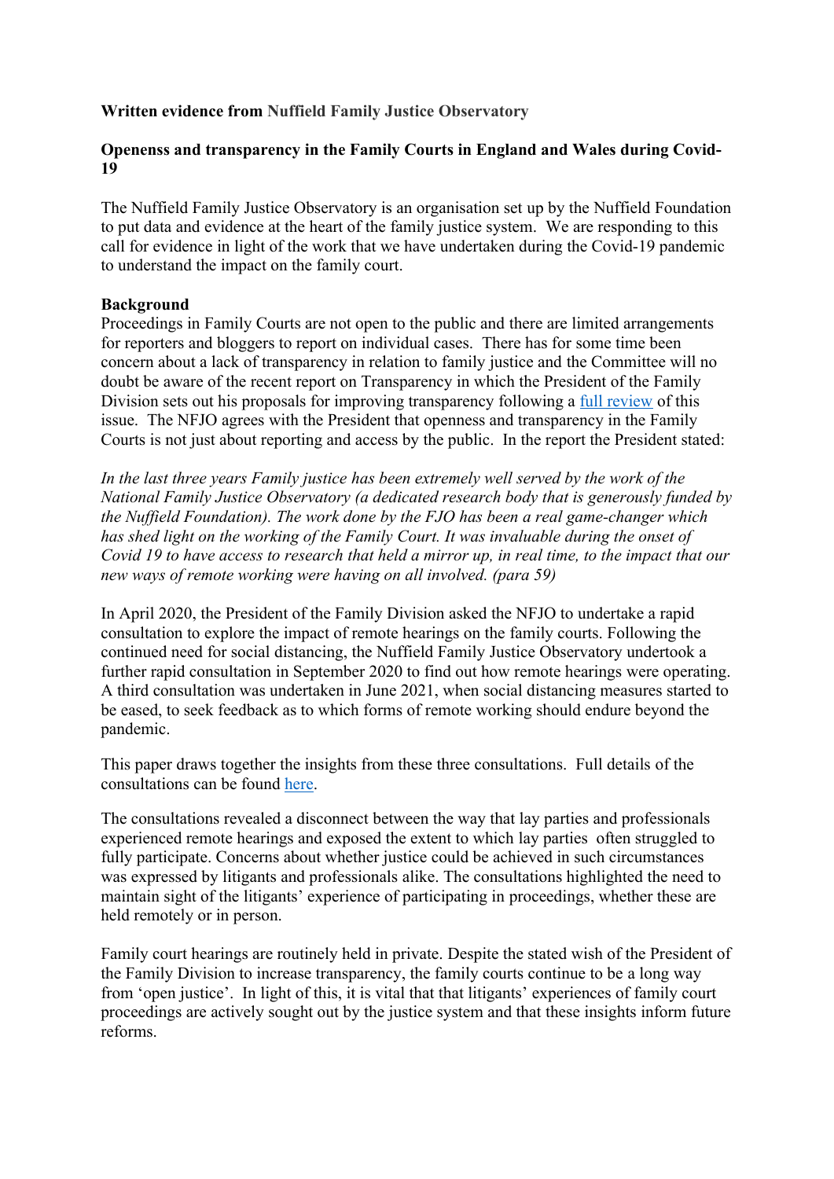**Written evidence from Nuffield Family Justice Observatory**

**Openenss and transparency in the Family Courts in England and Wales during Covid-19**

The Nuffield Family Justice Observatory is an organisation set up by the Nuffield Foundation to put data and evidence at the heart of the family justice system. We are responding to this call for evidence in light of the work that we have undertaken during the Covid-19 pandemic to understand the impact on the family court.

**Background**

Proceedings in Family Courts are not open to the public and there are limited arrangements for reporters and bloggers to report on individual cases. There has for some time been concern about a lack of transparency in relation to family justice and the Committee will no doubt be aware of the recent report on Transparency in which the President of the Family Division sets out his proposals for improving transparency following a full review of this issue. The NFJO agrees with the President that openness and transparency in the Family Courts is not just about reporting and access by the public. In the report the President stated:

*In the last three years Family justice has been extremely well served by the work of the National Family Justice Observatory (a dedicated research body that is generously funded by the Nuffield Foundation). The work done by the FJO has been a real game-changer which has shed light on the working of the Family Court. It was invaluable during the onset of Covid 19 to have access to research that held a mirror up, in real time, to the impact that our new ways of remote working were having on all involved. (para 59)*

In April 2020, the President of the Family Division asked the NFJO to undertake a rapid consultation to explore the impact of remote hearings on the family courts. Following the continued need for social distancing, the Nuffield Family Justice Observatory undertook a further rapid consultation in September 2020 to find out how remote hearings were operating. A third consultation was undertaken in June 2021, when social distancing measures started to be eased, to seek feedback as to which forms of remote working should endure beyond the pandemic.

This paper draws together the insights from these three consultations. Full details of the consultations can be found here.

The consultations revealed a disconnect between the way that lay parties and professionals experienced remote hearings and exposed the extent to which lay parties often struggled to fully participate. Concerns about whether justice could be achieved in such circumstances was expressed by litigants and professionals alike. The consultations highlighted the need to maintain sight of the litigants' experience of participating in proceedings, whether these are held remotely or in person.

Family court hearings are routinely held in private. Despite the stated wish of the President of the Family Division to increase transparency, the family courts continue to be a long way from 'open justice'. In light of this, it is vital that that litigants' experiences of family court proceedings are actively sought out by the justice system and that these insights inform future reforms.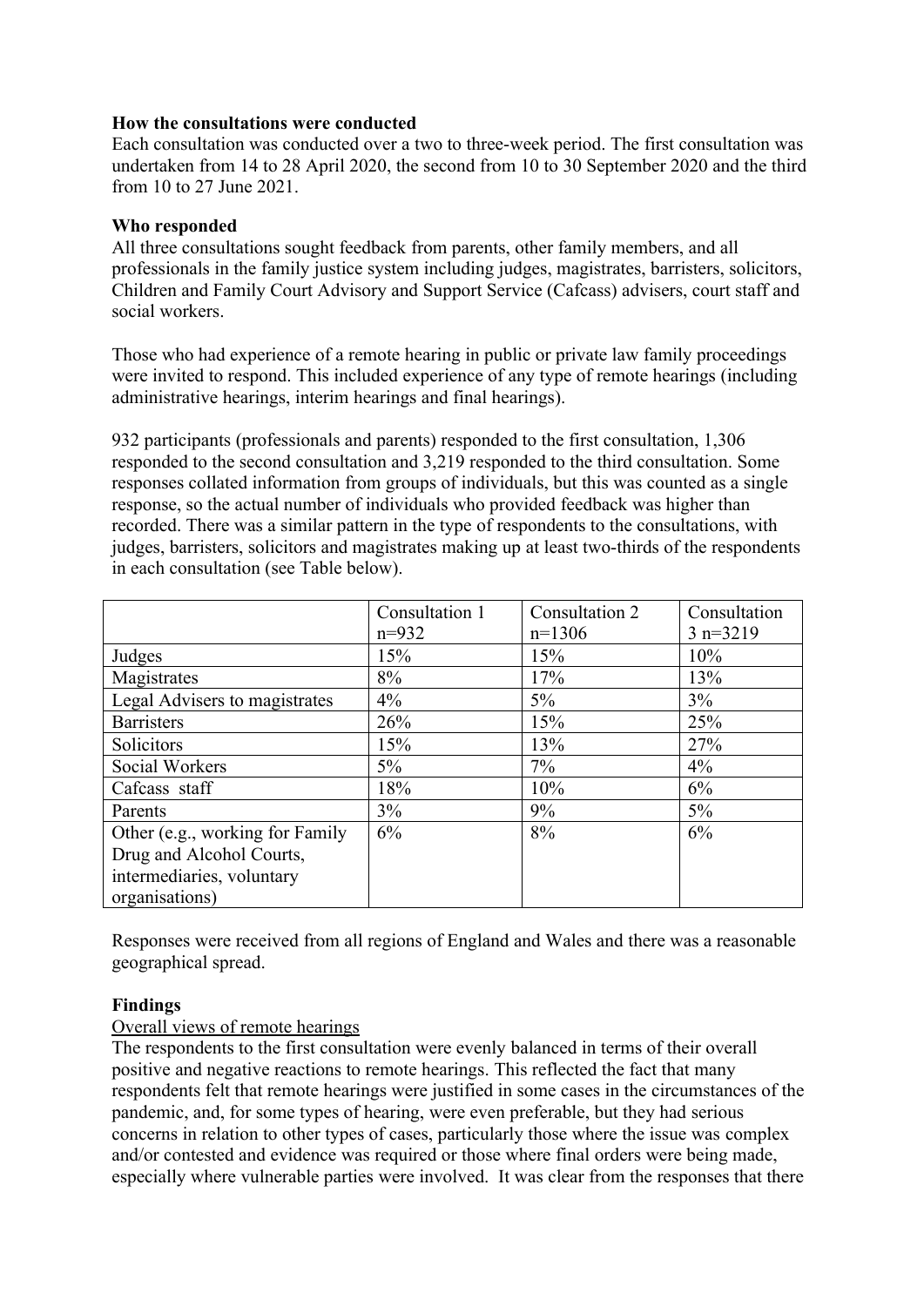**How the consultations were conducted**

Each consultation was conducted over a two to three-week period. The first consultation was undertaken from 14 to 28 April 2020, the second from 10 to 30 September 2020 and the third from 10 to 27 June 2021.

**Who responded**

All three consultations sought feedback from parents, other family members, and all professionals in the family justice system including judges, magistrates, barristers, solicitors, Children and Family Court Advisory and Support Service (Cafcass) advisers, court staff and social workers.

Those who had experience of a remote hearing in public or private law family proceedings were invited to respond. This included experience of any type of remote hearings (including administrative hearings, interim hearings and final hearings).

932 participants (professionals and parents) responded to the first consultation, 1,306 responded to the second consultation and 3,219 responded to the third consultation. Some responses collated information from groups of individuals, but this was counted as a single response, so the actual number of individuals who provided feedback was higher than recorded. There was a similar pattern in the type of respondents to the consultations, with judges, barristers, solicitors and magistrates making up at least two-thirds of the respondents in each consultation (see Table below).

| | Consultation 1 n=932 | Consultation 2 n=1306 | Consultation 3 n=3219 |
|---|---|---|---|
| Judges | 15% | 15% | 10% |
| Magistrates | 8% | 17% | 13% |
| Legal Advisers to magistrates | 4% | 5% | 3% |
| Barristers | 26% | 15% | 25% |
| Solicitors | 15% | 13% | 27% |
| Social Workers | 5% | 7% | 4% |
| Cafcass staff | 18% | 10% | 6% |
| Parents | 3% | 9% | 5% |
| Other (e.g., working for Family Drug and Alcohol Courts, intermediaries, voluntary organisations) | 6% | 8% | 6% |

Responses were received from all regions of England and Wales and there was a reasonable geographical spread.

**Findings**

Overall views of remote hearings

The respondents to the first consultation were evenly balanced in terms of their overall positive and negative reactions to remote hearings. This reflected the fact that many respondents felt that remote hearings were justified in some cases in the circumstances of the pandemic, and, for some types of hearing, were even preferable, but they had serious concerns in relation to other types of cases, particularly those where the issue was complex and/or contested and evidence was required or those where final orders were being made, especially where vulnerable parties were involved. It was clear from the responses that there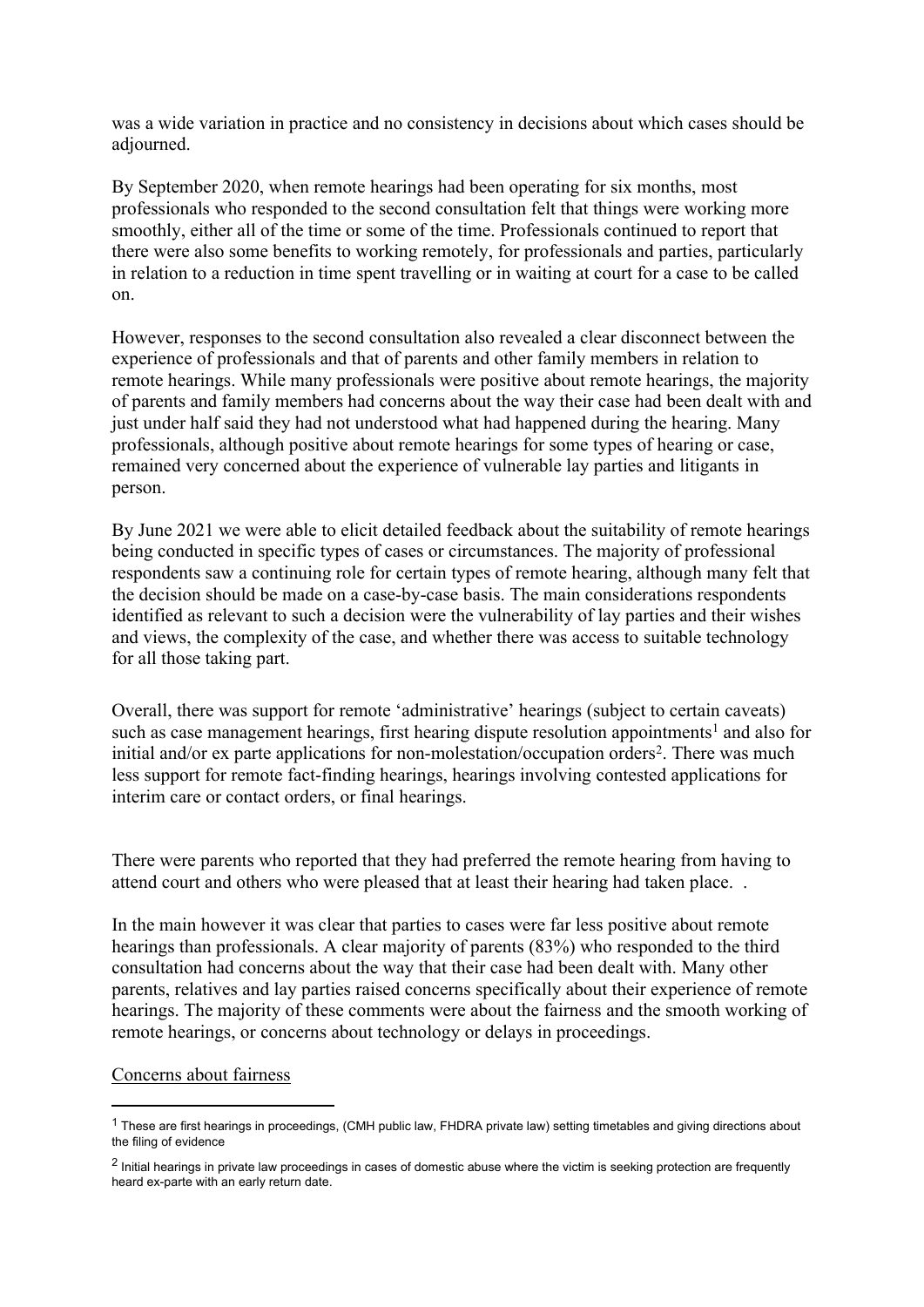was a wide variation in practice and no consistency in decisions about which cases should be adjourned.

By September 2020, when remote hearings had been operating for six months, most professionals who responded to the second consultation felt that things were working more smoothly, either all of the time or some of the time. Professionals continued to report that there were also some benefits to working remotely, for professionals and parties, particularly in relation to a reduction in time spent travelling or in waiting at court for a case to be called on.

However, responses to the second consultation also revealed a clear disconnect between the experience of professionals and that of parents and other family members in relation to remote hearings. While many professionals were positive about remote hearings, the majority of parents and family members had concerns about the way their case had been dealt with and just under half said they had not understood what had happened during the hearing. Many professionals, although positive about remote hearings for some types of hearing or case, remained very concerned about the experience of vulnerable lay parties and litigants in person.

By June 2021 we were able to elicit detailed feedback about the suitability of remote hearings being conducted in specific types of cases or circumstances. The majority of professional respondents saw a continuing role for certain types of remote hearing, although many felt that the decision should be made on a case-by-case basis. The main considerations respondents identified as relevant to such a decision were the vulnerability of lay parties and their wishes and views, the complexity of the case, and whether there was access to suitable technology for all those taking part.

Overall, there was support for remote 'administrative' hearings (subject to certain caveats) such as case management hearings, first hearing dispute resolution appointments[1] and also for initial and/or ex parte applications for non-molestation/occupation orders[2]. There was much less support for remote fact-finding hearings, hearings involving contested applications for interim care or contact orders, or final hearings.

There were parents who reported that they had preferred the remote hearing from having to attend court and others who were pleased that at least their hearing had taken place. .

In the main however it was clear that parties to cases were far less positive about remote hearings than professionals. A clear majority of parents (83%) who responded to the third consultation had concerns about the way that their case had been dealt with. Many other parents, relatives and lay parties raised concerns specifically about their experience of remote hearings. The majority of these comments were about the fairness and the smooth working of remote hearings, or concerns about technology or delays in proceedings.

Concerns about fairness

[1] These are first hearings in proceedings, (CMH public law, FHDRA private law) setting timetables and giving directions about the filing of evidence

[2] Initial hearings in private law proceedings in cases of domestic abuse where the victim is seeking protection are frequently heard ex-parte with an early return date.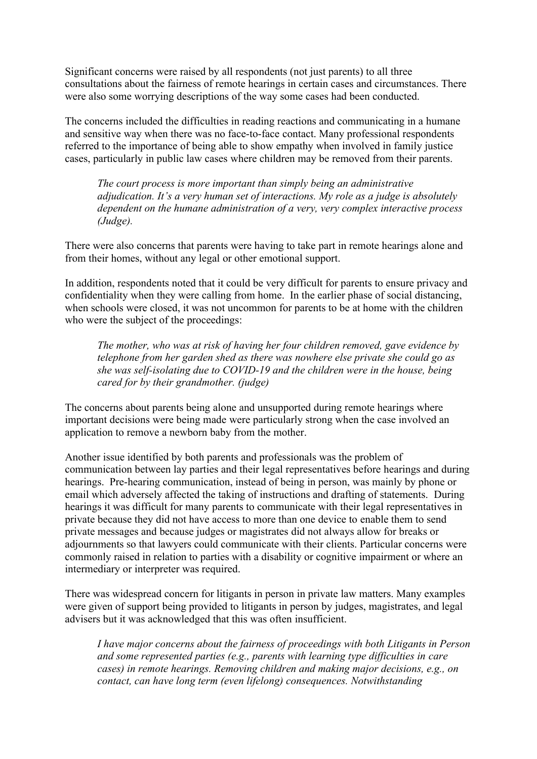Significant concerns were raised by all respondents (not just parents) to all three consultations about the fairness of remote hearings in certain cases and circumstances. There were also some worrying descriptions of the way some cases had been conducted.

The concerns included the difficulties in reading reactions and communicating in a humane and sensitive way when there was no face-to-face contact. Many professional respondents referred to the importance of being able to show empathy when involved in family justice cases, particularly in public law cases where children may be removed from their parents.

> *The court process is more important than simply being an administrative adjudication. It's a very human set of interactions. My role as a judge is absolutely dependent on the humane administration of a very, very complex interactive process (Judge).*

There were also concerns that parents were having to take part in remote hearings alone and from their homes, without any legal or other emotional support.

In addition, respondents noted that it could be very difficult for parents to ensure privacy and confidentiality when they were calling from home. In the earlier phase of social distancing, when schools were closed, it was not uncommon for parents to be at home with the children who were the subject of the proceedings:

> *The mother, who was at risk of having her four children removed, gave evidence by telephone from her garden shed as there was nowhere else private she could go as she was self-isolating due to COVID-19 and the children were in the house, being cared for by their grandmother. (judge)*

The concerns about parents being alone and unsupported during remote hearings where important decisions were being made were particularly strong when the case involved an application to remove a newborn baby from the mother.

Another issue identified by both parents and professionals was the problem of communication between lay parties and their legal representatives before hearings and during hearings. Pre-hearing communication, instead of being in person, was mainly by phone or email which adversely affected the taking of instructions and drafting of statements. During hearings it was difficult for many parents to communicate with their legal representatives in private because they did not have access to more than one device to enable them to send private messages and because judges or magistrates did not always allow for breaks or adjournments so that lawyers could communicate with their clients. Particular concerns were commonly raised in relation to parties with a disability or cognitive impairment or where an intermediary or interpreter was required.

There was widespread concern for litigants in person in private law matters. Many examples were given of support being provided to litigants in person by judges, magistrates, and legal advisers but it was acknowledged that this was often insufficient.

> *I have major concerns about the fairness of proceedings with both Litigants in Person and some represented parties (e.g., parents with learning type difficulties in care cases) in remote hearings. Removing children and making major decisions, e.g., on contact, can have long term (even lifelong) consequences. Notwithstanding*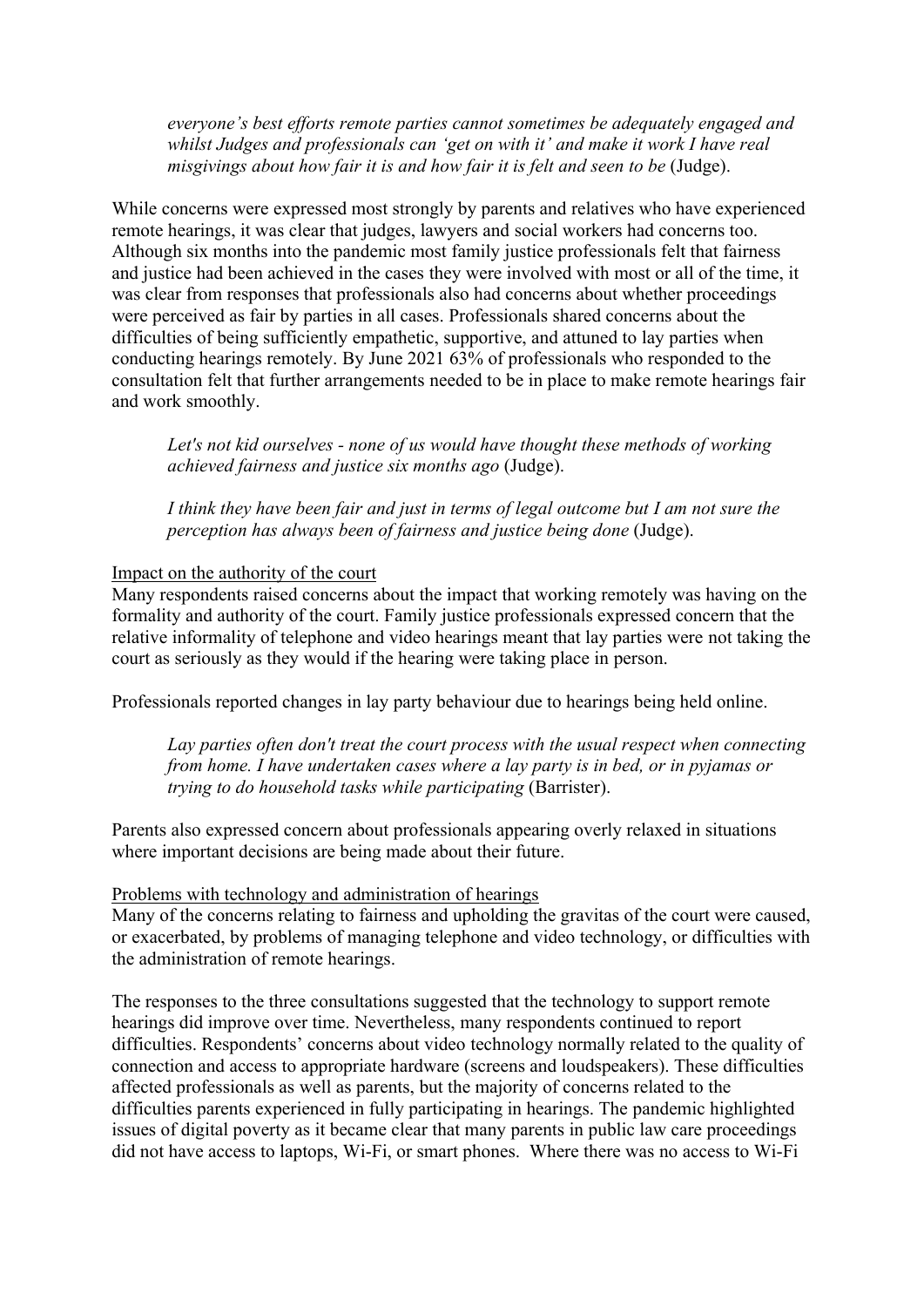*everyone's best efforts remote parties cannot sometimes be adequately engaged and whilst Judges and professionals can 'get on with it' and make it work I have real misgivings about how fair it is and how fair it is felt and seen to be* (Judge).

While concerns were expressed most strongly by parents and relatives who have experienced remote hearings, it was clear that judges, lawyers and social workers had concerns too. Although six months into the pandemic most family justice professionals felt that fairness and justice had been achieved in the cases they were involved with most or all of the time, it was clear from responses that professionals also had concerns about whether proceedings were perceived as fair by parties in all cases. Professionals shared concerns about the difficulties of being sufficiently empathetic, supportive, and attuned to lay parties when conducting hearings remotely. By June 2021 63% of professionals who responded to the consultation felt that further arrangements needed to be in place to make remote hearings fair and work smoothly.

> *Let's not kid ourselves - none of us would have thought these methods of working achieved fairness and justice six months ago* (Judge).

> *I think they have been fair and just in terms of legal outcome but I am not sure the perception has always been of fairness and justice being done* (Judge).

<u>Impact on the authority of the court</u>

Many respondents raised concerns about the impact that working remotely was having on the formality and authority of the court. Family justice professionals expressed concern that the relative informality of telephone and video hearings meant that lay parties were not taking the court as seriously as they would if the hearing were taking place in person.

Professionals reported changes in lay party behaviour due to hearings being held online.

> *Lay parties often don't treat the court process with the usual respect when connecting from home. I have undertaken cases where a lay party is in bed, or in pyjamas or trying to do household tasks while participating* (Barrister).

Parents also expressed concern about professionals appearing overly relaxed in situations where important decisions are being made about their future.

<u>Problems with technology and administration of hearings</u>

Many of the concerns relating to fairness and upholding the gravitas of the court were caused, or exacerbated, by problems of managing telephone and video technology, or difficulties with the administration of remote hearings.

The responses to the three consultations suggested that the technology to support remote hearings did improve over time. Nevertheless, many respondents continued to report difficulties. Respondents' concerns about video technology normally related to the quality of connection and access to appropriate hardware (screens and loudspeakers). These difficulties affected professionals as well as parents, but the majority of concerns related to the difficulties parents experienced in fully participating in hearings. The pandemic highlighted issues of digital poverty as it became clear that many parents in public law care proceedings did not have access to laptops, Wi-Fi, or smart phones. Where there was no access to Wi-Fi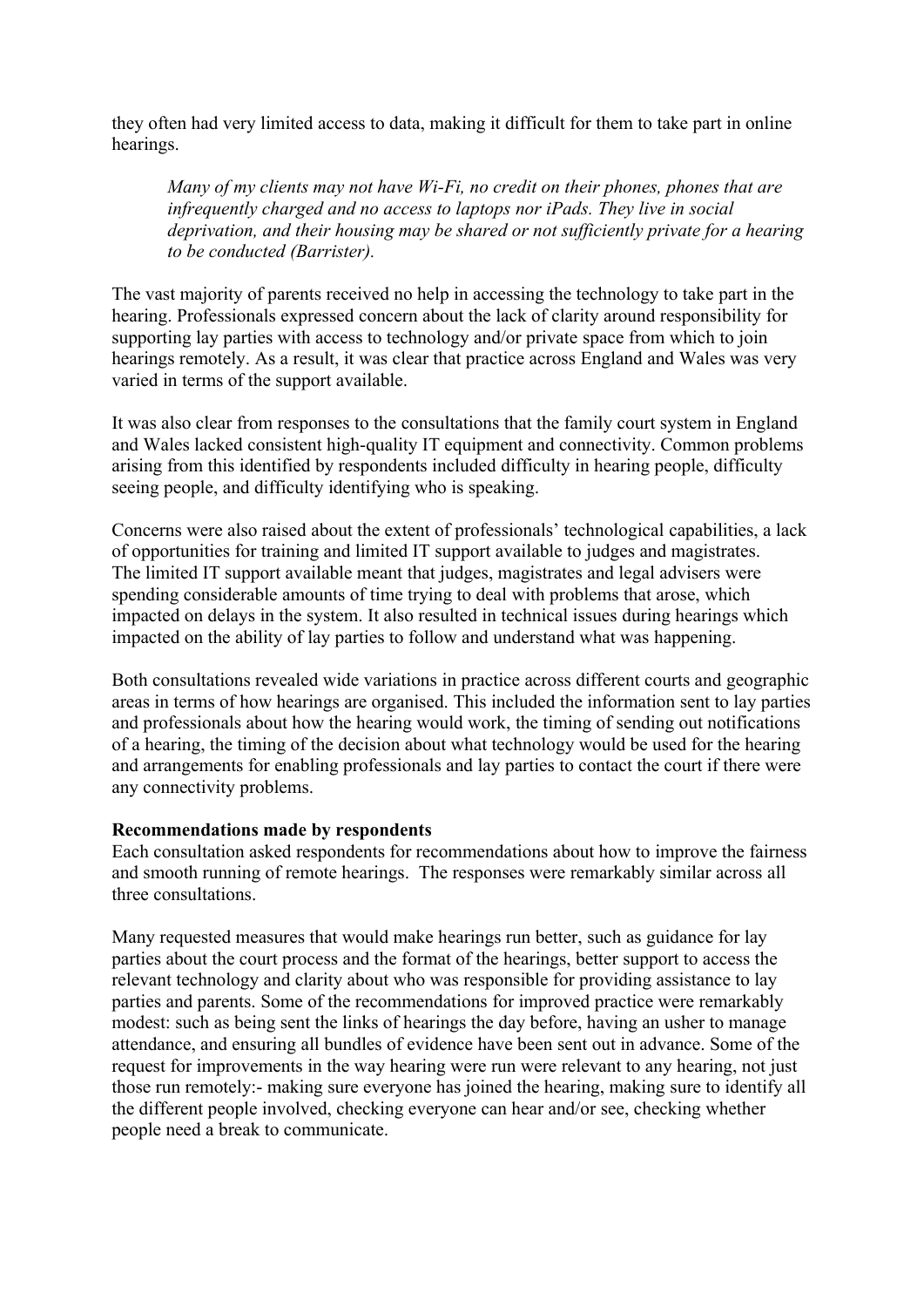they often had very limited access to data, making it difficult for them to take part in online hearings.

> *Many of my clients may not have Wi-Fi, no credit on their phones, phones that are infrequently charged and no access to laptops nor iPads. They live in social deprivation, and their housing may be shared or not sufficiently private for a hearing to be conducted (Barrister).*

The vast majority of parents received no help in accessing the technology to take part in the hearing. Professionals expressed concern about the lack of clarity around responsibility for supporting lay parties with access to technology and/or private space from which to join hearings remotely. As a result, it was clear that practice across England and Wales was very varied in terms of the support available.

It was also clear from responses to the consultations that the family court system in England and Wales lacked consistent high-quality IT equipment and connectivity. Common problems arising from this identified by respondents included difficulty in hearing people, difficulty seeing people, and difficulty identifying who is speaking.

Concerns were also raised about the extent of professionals' technological capabilities, a lack of opportunities for training and limited IT support available to judges and magistrates. The limited IT support available meant that judges, magistrates and legal advisers were spending considerable amounts of time trying to deal with problems that arose, which impacted on delays in the system. It also resulted in technical issues during hearings which impacted on the ability of lay parties to follow and understand what was happening.

Both consultations revealed wide variations in practice across different courts and geographic areas in terms of how hearings are organised. This included the information sent to lay parties and professionals about how the hearing would work, the timing of sending out notifications of a hearing, the timing of the decision about what technology would be used for the hearing and arrangements for enabling professionals and lay parties to contact the court if there were any connectivity problems.

**Recommendations made by respondents**

Each consultation asked respondents for recommendations about how to improve the fairness and smooth running of remote hearings. The responses were remarkably similar across all three consultations.

Many requested measures that would make hearings run better, such as guidance for lay parties about the court process and the format of the hearings, better support to access the relevant technology and clarity about who was responsible for providing assistance to lay parties and parents. Some of the recommendations for improved practice were remarkably modest: such as being sent the links of hearings the day before, having an usher to manage attendance, and ensuring all bundles of evidence have been sent out in advance. Some of the request for improvements in the way hearing were run were relevant to any hearing, not just those run remotely:- making sure everyone has joined the hearing, making sure to identify all the different people involved, checking everyone can hear and/or see, checking whether people need a break to communicate.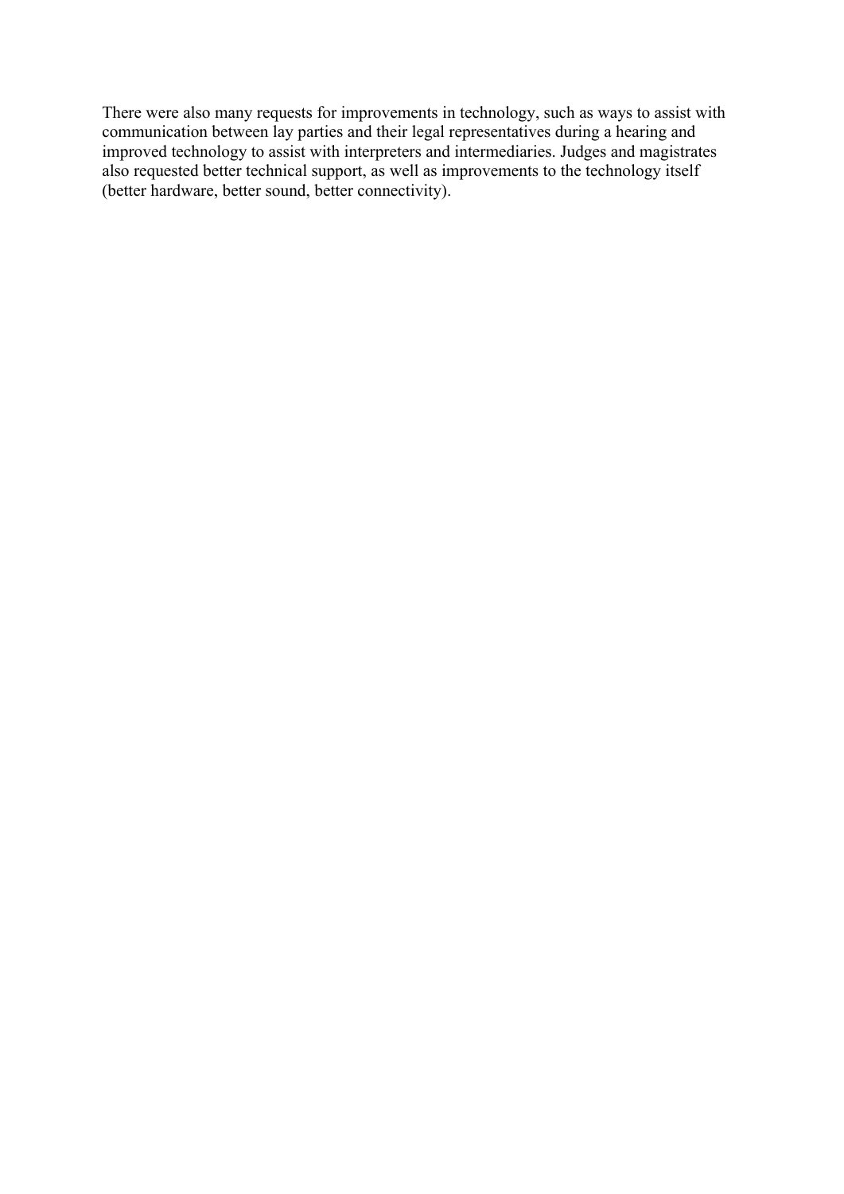There were also many requests for improvements in technology, such as ways to assist with communication between lay parties and their legal representatives during a hearing and improved technology to assist with interpreters and intermediaries. Judges and magistrates also requested better technical support, as well as improvements to the technology itself (better hardware, better sound, better connectivity).